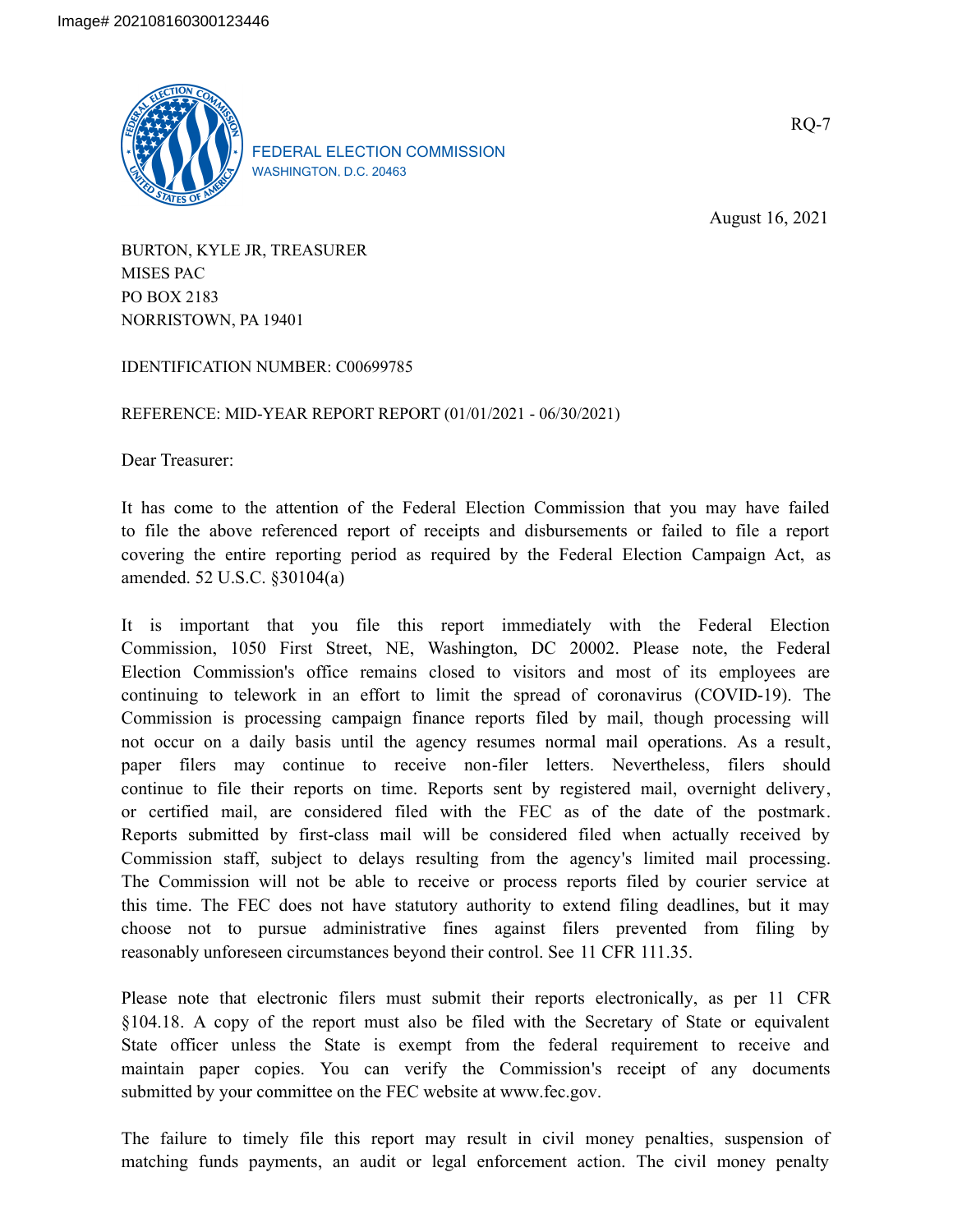Image# 202108160300123446

FEDERAL ELECTION COMMISSION
WASHINGTON, D.C. 20463

RQ-7

August 16, 2021

BURTON, KYLE JR, TREASURER
MISES PAC
PO BOX 2183
NORRISTOWN, PA 19401

IDENTIFICATION NUMBER: C00699785

REFERENCE: MID-YEAR REPORT REPORT (01/01/2021 - 06/30/2021)

Dear Treasurer:

It has come to the attention of the Federal Election Commission that you may have failed to file the above referenced report of receipts and disbursements or failed to file a report covering the entire reporting period as required by the Federal Election Campaign Act, as amended. 52 U.S.C. §30104(a)

It is important that you file this report immediately with the Federal Election Commission, 1050 First Street, NE, Washington, DC 20002. Please note, the Federal Election Commission's office remains closed to visitors and most of its employees are continuing to telework in an effort to limit the spread of coronavirus (COVID-19). The Commission is processing campaign finance reports filed by mail, though processing will not occur on a daily basis until the agency resumes normal mail operations. As a result, paper filers may continue to receive non-filer letters. Nevertheless, filers should continue to file their reports on time. Reports sent by registered mail, overnight delivery, or certified mail, are considered filed with the FEC as of the date of the postmark. Reports submitted by first-class mail will be considered filed when actually received by Commission staff, subject to delays resulting from the agency's limited mail processing. The Commission will not be able to receive or process reports filed by courier service at this time. The FEC does not have statutory authority to extend filing deadlines, but it may choose not to pursue administrative fines against filers prevented from filing by reasonably unforeseen circumstances beyond their control. See 11 CFR 111.35.

Please note that electronic filers must submit their reports electronically, as per 11 CFR §104.18. A copy of the report must also be filed with the Secretary of State or equivalent State officer unless the State is exempt from the federal requirement to receive and maintain paper copies. You can verify the Commission's receipt of any documents submitted by your committee on the FEC website at www.fec.gov.

The failure to timely file this report may result in civil money penalties, suspension of matching funds payments, an audit or legal enforcement action. The civil money penalty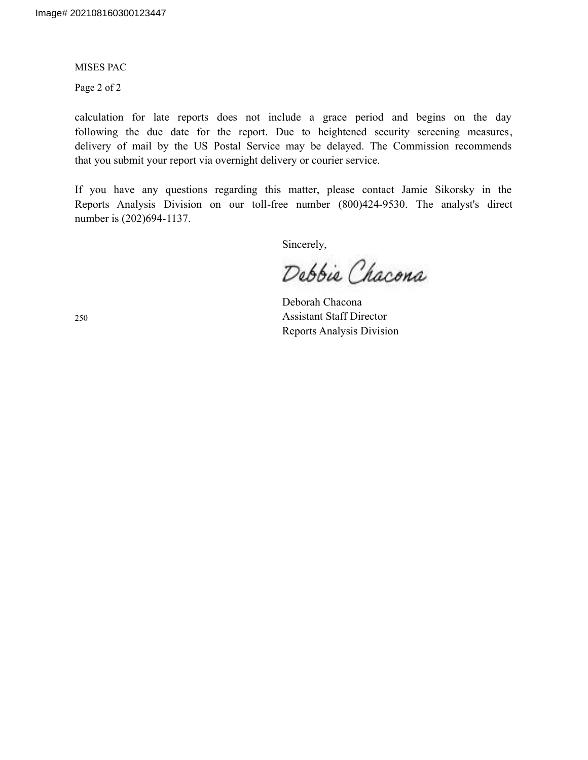calculation for late reports does not include a grace period and begins on the day following the due date for the report. Due to heightened security screening measures, delivery of mail by the US Postal Service may be delayed. The Commission recommends that you submit your report via overnight delivery or courier service.

If you have any questions regarding this matter, please contact Jamie Sikorsky in the Reports Analysis Division on our toll-free number (800)424-9530. The analyst's direct number is (202)694-1137.

Sincerely,

Debbie Chacona

Deborah Chacona
Assistant Staff Director
Reports Analysis Division

250